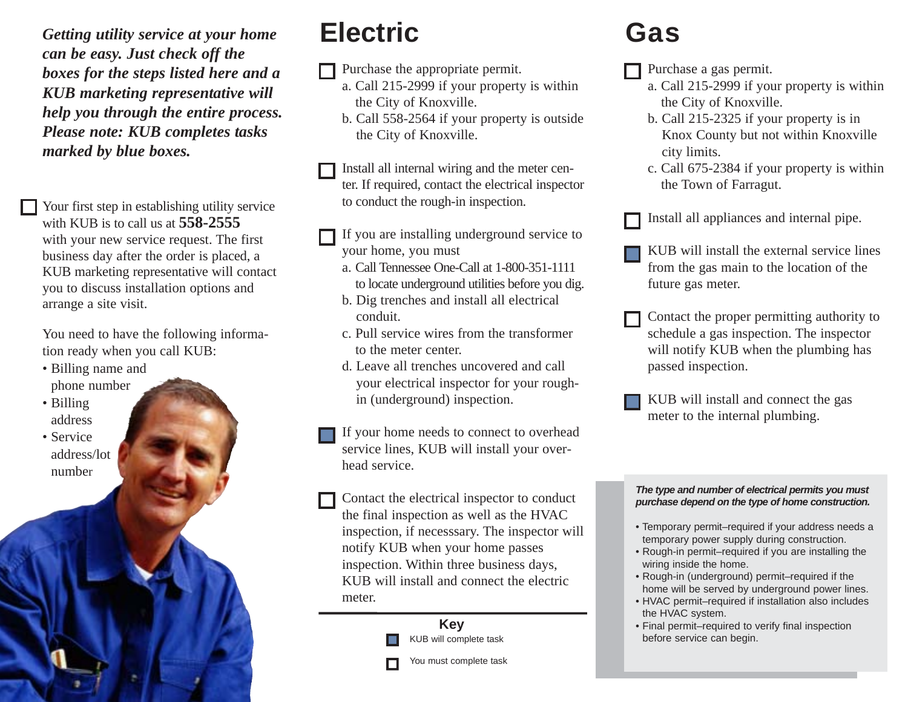***Getting utility service at your home can be easy. Just check off the boxes for the steps listed here and a KUB marketing representative will help you through the entire process. Please note: KUB completes tasks marked by blue boxes.***

☐ Your first step in establishing utility service with KUB is to call us at **558-2555** with your new service request. The first business day after the order is placed, a KUB marketing representative will contact you to discuss installation options and arrange a site visit.

You need to have the following information ready when you call KUB:

- Billing name and phone number
- Billing address
- Service address/lot number

# Electric

☐ Purchase the appropriate permit.
   a. Call 215-2999 if your property is within the City of Knoxville.
   b. Call 558-2564 if your property is outside the City of Knoxville.

☐ Install all internal wiring and the meter center. If required, contact the electrical inspector to conduct the rough-in inspection.

☐ If you are installing underground service to your home, you must
   a. Call Tennessee One-Call at 1-800-351-1111 to locate underground utilities before you dig.
   b. Dig trenches and install all electrical conduit.
   c. Pull service wires from the transformer to the meter center.
   d. Leave all trenches uncovered and call your electrical inspector for your rough-in (underground) inspection.

■ If your home needs to connect to overhead service lines, KUB will install your overhead service.

☐ Contact the electrical inspector to conduct the final inspection as well as the HVAC inspection, if necesssary. The inspector will notify KUB when your home passes inspection. Within three business days, KUB will install and connect the electric meter.

**Key**

■ KUB will complete task

☐ You must complete task

# Gas

☐ Purchase a gas permit.
   a. Call 215-2999 if your property is within the City of Knoxville.
   b. Call 215-2325 if your property is in Knox County but not within Knoxville city limits.
   c. Call 675-2384 if your property is within the Town of Farragut.

☐ Install all appliances and internal pipe.

■ KUB will install the external service lines from the gas main to the location of the future gas meter.

☐ Contact the proper permitting authority to schedule a gas inspection. The inspector will notify KUB when the plumbing has passed inspection.

■ KUB will install and connect the gas meter to the internal plumbing.

***The type and number of electrical permits you must purchase depend on the type of home construction.***

- Temporary permit–required if your address needs a temporary power supply during construction.
- Rough-in permit–required if you are installing the wiring inside the home.
- Rough-in (underground) permit–required if the home will be served by underground power lines.
- HVAC permit–required if installation also includes the HVAC system.
- Final permit–required to verify final inspection before service can begin.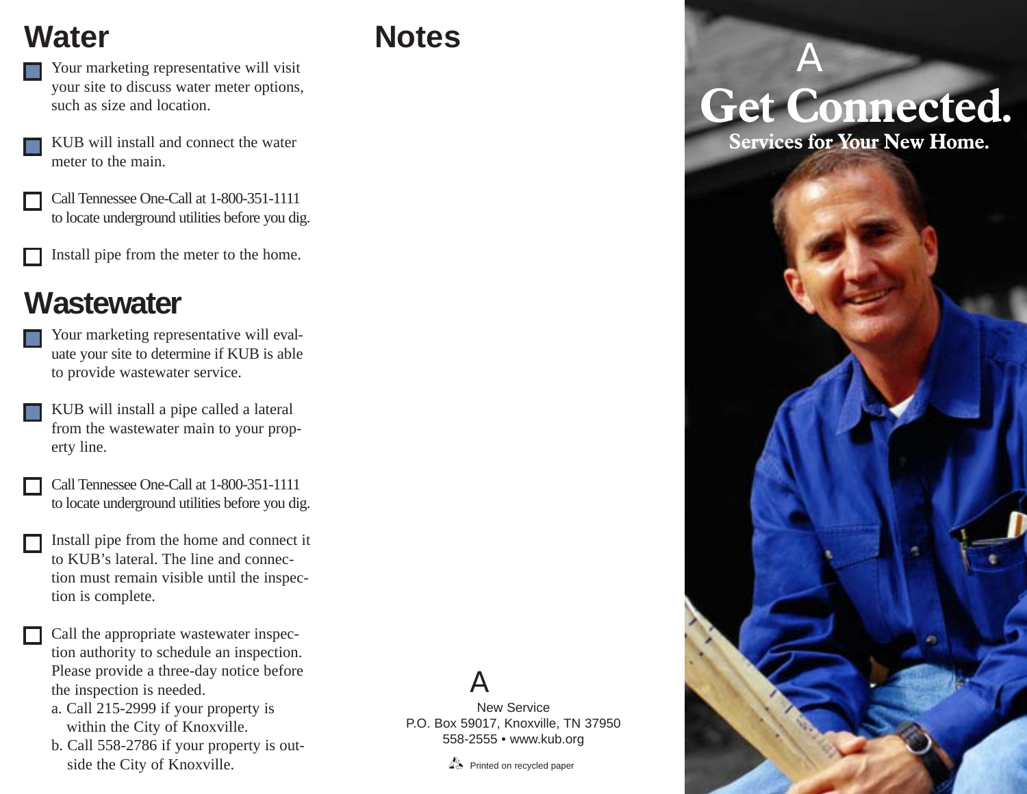# Water

- [x] Your marketing representative will visit your site to discuss water meter options, such as size and location.
- [x] KUB will install and connect the water meter to the main.
- [ ] Call Tennessee One-Call at 1-800-351-1111 to locate underground utilities before you dig.
- [ ] Install pipe from the meter to the home.

# Wastewater

- [x] Your marketing representative will evaluate your site to determine if KUB is able to provide wastewater service.
- [x] KUB will install a pipe called a lateral from the wastewater main to your property line.
- [ ] Call Tennessee One-Call at 1-800-351-1111 to locate underground utilities before you dig.
- [ ] Install pipe from the home and connect it to KUB's lateral. The line and connection must remain visible until the inspection is complete.
- [ ] Call the appropriate wastewater inspection authority to schedule an inspection. Please provide a three-day notice before the inspection is needed.
  a. Call 215-2999 if your property is within the City of Knoxville.
  b. Call 558-2786 if your property is outside the City of Knoxville.

# Notes

A

New Service
P.O. Box 59017, Knoxville, TN 37950
558-2555 • www.kub.org

Printed on recycled paper

A

# Get Connected.

## Services for Your New Home.